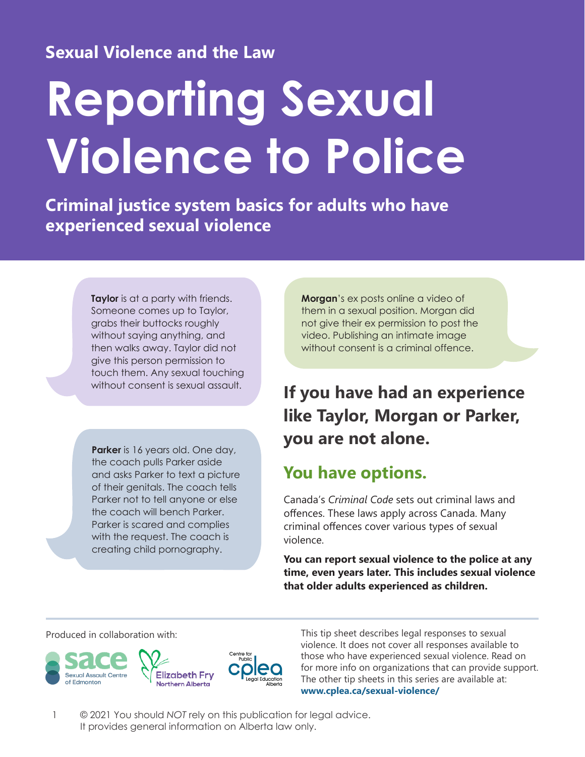Sexual Violence and the Law

# Reporting Sexual Violence to Police

## Criminal justice system basics for adults who have experienced sexual violence

**Taylor** is at a party with friends. Someone comes up to Taylor, grabs their buttocks roughly without saying anything, and then walks away. Taylor did not give this person permission to touch them. Any sexual touching without consent is sexual assault.

**Parker** is 16 years old. One day, the coach pulls Parker aside and asks Parker to text a picture of their genitals. The coach tells Parker not to tell anyone or else the coach will bench Parker. Parker is scared and complies with the request. The coach is creating child pornography.

**Morgan**'s ex posts online a video of them in a sexual position. Morgan did not give their ex permission to post the video. Publishing an intimate image without consent is a criminal offence.

## If you have had an experience like Taylor, Morgan or Parker, you are not alone.

## You have options.

Canada's *Criminal Code* sets out criminal laws and offences. These laws apply across Canada. Many criminal offences cover various types of sexual violence.

**You can report sexual violence to the police at any time, even years later. This includes sexual violence that older adults experienced as children.**

Produced in collaboration with: Sexual Assault Centre of Edmonton (SACE), Elizabeth Fry Northern Alberta, Centre for Public Legal Education Alberta (CPLEA)

This tip sheet describes legal responses to sexual violence. It does not cover all responses available to those who have experienced sexual violence. Read on for more info on organizations that can provide support. The other tip sheets in this series are available at: **www.cplea.ca/sexual-violence/**

© 2021 You should *NOT* rely on this publication for legal advice. It provides general information on Alberta law only.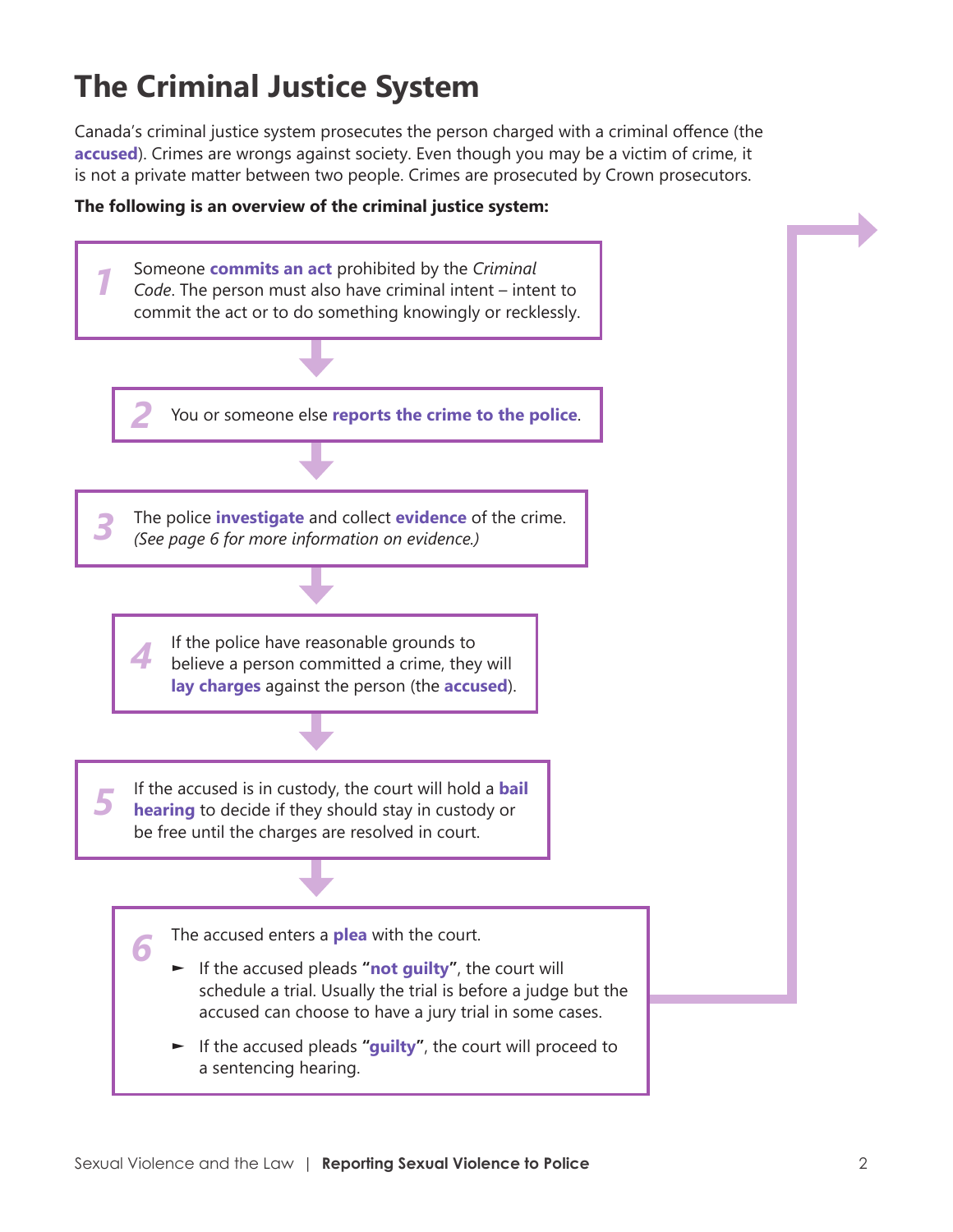# The Criminal Justice System

Canada's criminal justice system prosecutes the person charged with a criminal offence (the **accused**). Crimes are wrongs against society. Even though you may be a victim of crime, it is not a private matter between two people. Crimes are prosecuted by Crown prosecutors.

**The following is an overview of the criminal justice system:**

**1** Someone **commits an act** prohibited by the *Criminal Code*. The person must also have criminal intent – intent to commit the act or to do something knowingly or recklessly.

**2** You or someone else **reports the crime to the police**.

**3** The police **investigate** and collect **evidence** of the crime. *(See page 6 for more information on evidence.)*

**4** If the police have reasonable grounds to believe a person committed a crime, they will **lay charges** against the person (the **accused**).

**5** If the accused is in custody, the court will hold a **bail hearing** to decide if they should stay in custody or be free until the charges are resolved in court.

**6** The accused enters a **plea** with the court.

- If the accused pleads **"not guilty"**, the court will schedule a trial. Usually the trial is before a judge but the accused can choose to have a jury trial in some cases.
- If the accused pleads **"guilty"**, the court will proceed to a sentencing hearing.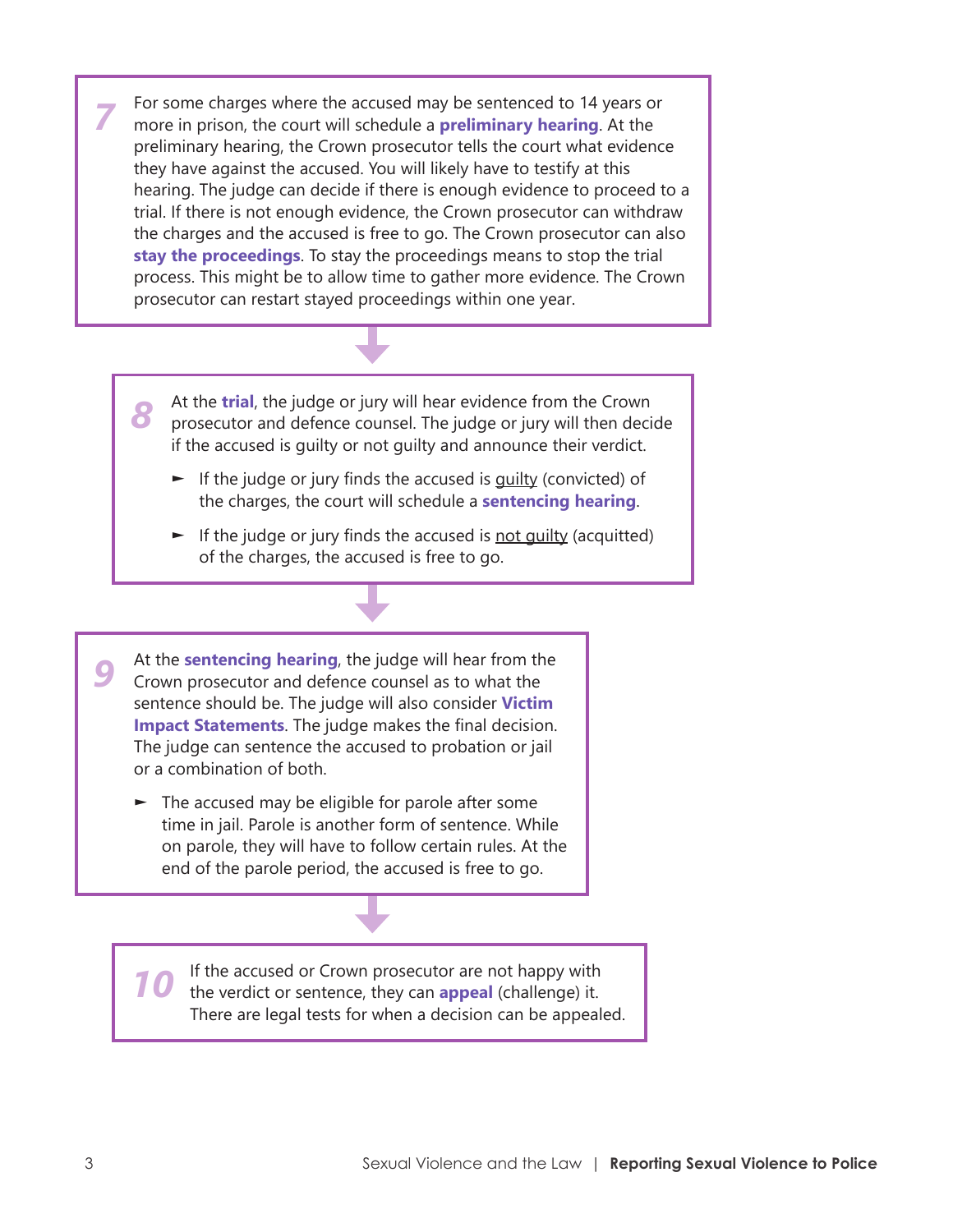**7** For some charges where the accused may be sentenced to 14 years or more in prison, the court will schedule a **preliminary hearing**. At the preliminary hearing, the Crown prosecutor tells the court what evidence they have against the accused. You will likely have to testify at this hearing. The judge can decide if there is enough evidence to proceed to a trial. If there is not enough evidence, the Crown prosecutor can withdraw the charges and the accused is free to go. The Crown prosecutor can also **stay the proceedings**. To stay the proceedings means to stop the trial process. This might be to allow time to gather more evidence. The Crown prosecutor can restart stayed proceedings within one year.

**8** At the **trial**, the judge or jury will hear evidence from the Crown prosecutor and defence counsel. The judge or jury will then decide if the accused is guilty or not guilty and announce their verdict.

- If the judge or jury finds the accused is guilty (convicted) of the charges, the court will schedule a **sentencing hearing**.
- If the judge or jury finds the accused is not guilty (acquitted) of the charges, the accused is free to go.

**9** At the **sentencing hearing**, the judge will hear from the Crown prosecutor and defence counsel as to what the sentence should be. The judge will also consider **Victim Impact Statements**. The judge makes the final decision. The judge can sentence the accused to probation or jail or a combination of both.

- The accused may be eligible for parole after some time in jail. Parole is another form of sentence. While on parole, they will have to follow certain rules. At the end of the parole period, the accused is free to go.

**10** If the accused or Crown prosecutor are not happy with the verdict or sentence, they can **appeal** (challenge) it. There are legal tests for when a decision can be appealed.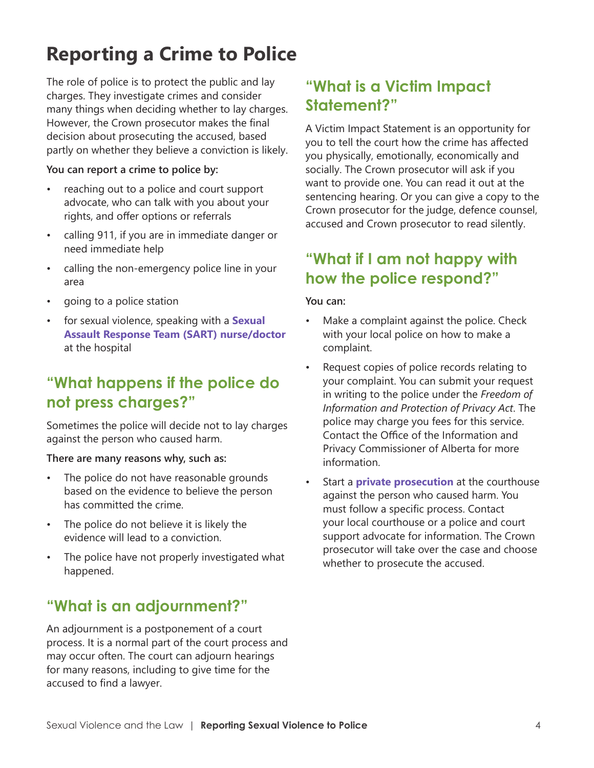# Reporting a Crime to Police

The role of police is to protect the public and lay charges. They investigate crimes and consider many things when deciding whether to lay charges. However, the Crown prosecutor makes the final decision about prosecuting the accused, based partly on whether they believe a conviction is likely.

**You can report a crime to police by:**

- reaching out to a police and court support advocate, who can talk with you about your rights, and offer options or referrals
- calling 911, if you are in immediate danger or need immediate help
- calling the non-emergency police line in your area
- going to a police station
- for sexual violence, speaking with a **Sexual Assault Response Team (SART) nurse/doctor** at the hospital

## "What happens if the police do not press charges?"

Sometimes the police will decide not to lay charges against the person who caused harm.

**There are many reasons why, such as:**

- The police do not have reasonable grounds based on the evidence to believe the person has committed the crime.
- The police do not believe it is likely the evidence will lead to a conviction.
- The police have not properly investigated what happened.

## "What is an adjournment?"

An adjournment is a postponement of a court process. It is a normal part of the court process and may occur often. The court can adjourn hearings for many reasons, including to give time for the accused to find a lawyer.

## "What is a Victim Impact Statement?"

A Victim Impact Statement is an opportunity for you to tell the court how the crime has affected you physically, emotionally, economically and socially. The Crown prosecutor will ask if you want to provide one. You can read it out at the sentencing hearing. Or you can give a copy to the Crown prosecutor for the judge, defence counsel, accused and Crown prosecutor to read silently.

## "What if I am not happy with how the police respond?"

**You can:**

- Make a complaint against the police. Check with your local police on how to make a complaint.
- Request copies of police records relating to your complaint. You can submit your request in writing to the police under the *Freedom of Information and Protection of Privacy Act*. The police may charge you fees for this service. Contact the Office of the Information and Privacy Commissioner of Alberta for more information.
- Start a **private prosecution** at the courthouse against the person who caused harm. You must follow a specific process. Contact your local courthouse or a police and court support advocate for information. The Crown prosecutor will take over the case and choose whether to prosecute the accused.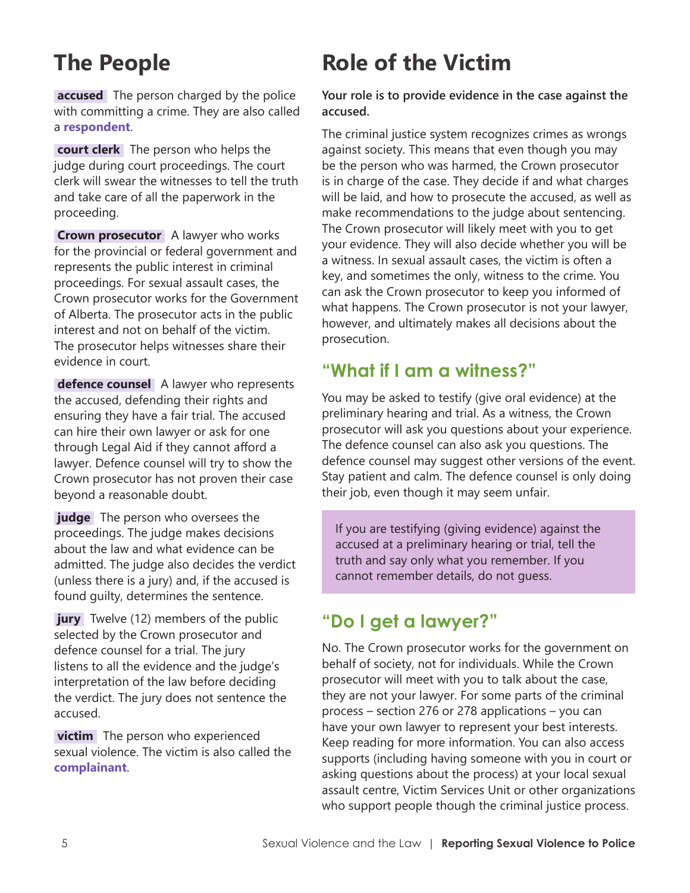# The People

**accused** The person charged by the police with committing a crime. They are also called a **respondent**.

**court clerk** The person who helps the judge during court proceedings. The court clerk will swear the witnesses to tell the truth and take care of all the paperwork in the proceeding.

**Crown prosecutor** A lawyer who works for the provincial or federal government and represents the public interest in criminal proceedings. For sexual assault cases, the Crown prosecutor works for the Government of Alberta. The prosecutor acts in the public interest and not on behalf of the victim. The prosecutor helps witnesses share their evidence in court.

**defence counsel** A lawyer who represents the accused, defending their rights and ensuring they have a fair trial. The accused can hire their own lawyer or ask for one through Legal Aid if they cannot afford a lawyer. Defence counsel will try to show the Crown prosecutor has not proven their case beyond a reasonable doubt.

**judge** The person who oversees the proceedings. The judge makes decisions about the law and what evidence can be admitted. The judge also decides the verdict (unless there is a jury) and, if the accused is found guilty, determines the sentence.

**jury** Twelve (12) members of the public selected by the Crown prosecutor and defence counsel for a trial. The jury listens to all the evidence and the judge's interpretation of the law before deciding the verdict. The jury does not sentence the accused.

**victim** The person who experienced sexual violence. The victim is also called the **complainant**.

# Role of the Victim

**Your role is to provide evidence in the case against the accused.**

The criminal justice system recognizes crimes as wrongs against society. This means that even though you may be the person who was harmed, the Crown prosecutor is in charge of the case. They decide if and what charges will be laid, and how to prosecute the accused, as well as make recommendations to the judge about sentencing. The Crown prosecutor will likely meet with you to get your evidence. They will also decide whether you will be a witness. In sexual assault cases, the victim is often a key, and sometimes the only, witness to the crime. You can ask the Crown prosecutor to keep you informed of what happens. The Crown prosecutor is not your lawyer, however, and ultimately makes all decisions about the prosecution.

## "What if I am a witness?"

You may be asked to testify (give oral evidence) at the preliminary hearing and trial. As a witness, the Crown prosecutor will ask you questions about your experience. The defence counsel can also ask you questions. The defence counsel may suggest other versions of the event. Stay patient and calm. The defence counsel is only doing their job, even though it may seem unfair.

> If you are testifying (giving evidence) against the accused at a preliminary hearing or trial, tell the truth and say only what you remember. If you cannot remember details, do not guess.

## "Do I get a lawyer?"

No. The Crown prosecutor works for the government on behalf of society, not for individuals. While the Crown prosecutor will meet with you to talk about the case, they are not your lawyer. For some parts of the criminal process – section 276 or 278 applications – you can have your own lawyer to represent your best interests. Keep reading for more information. You can also access supports (including having someone with you in court or asking questions about the process) at your local sexual assault centre, Victim Services Unit or other organizations who support people though the criminal justice process.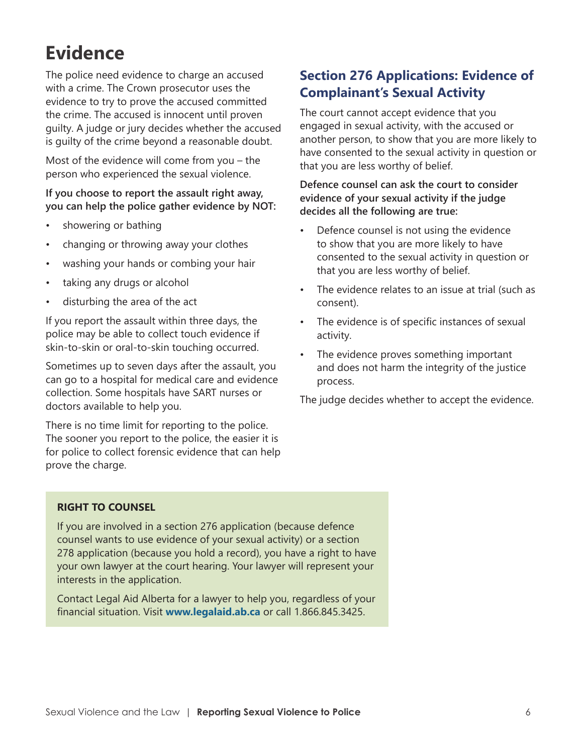# Evidence

The police need evidence to charge an accused with a crime. The Crown prosecutor uses the evidence to try to prove the accused committed the crime. The accused is innocent until proven guilty. A judge or jury decides whether the accused is guilty of the crime beyond a reasonable doubt.

Most of the evidence will come from you – the person who experienced the sexual violence.

**If you choose to report the assault right away, you can help the police gather evidence by NOT:**

- showering or bathing
- changing or throwing away your clothes
- washing your hands or combing your hair
- taking any drugs or alcohol
- disturbing the area of the act

If you report the assault within three days, the police may be able to collect touch evidence if skin-to-skin or oral-to-skin touching occurred.

Sometimes up to seven days after the assault, you can go to a hospital for medical care and evidence collection. Some hospitals have SART nurses or doctors available to help you.

There is no time limit for reporting to the police. The sooner you report to the police, the easier it is for police to collect forensic evidence that can help prove the charge.

## Section 276 Applications: Evidence of Complainant's Sexual Activity

The court cannot accept evidence that you engaged in sexual activity, with the accused or another person, to show that you are more likely to have consented to the sexual activity in question or that you are less worthy of belief.

**Defence counsel can ask the court to consider evidence of your sexual activity if the judge decides all the following are true:**

- Defence counsel is not using the evidence to show that you are more likely to have consented to the sexual activity in question or that you are less worthy of belief.
- The evidence relates to an issue at trial (such as consent).
- The evidence is of specific instances of sexual activity.
- The evidence proves something important and does not harm the integrity of the justice process.

The judge decides whether to accept the evidence.

**RIGHT TO COUNSEL**

If you are involved in a section 276 application (because defence counsel wants to use evidence of your sexual activity) or a section 278 application (because you hold a record), you have a right to have your own lawyer at the court hearing. Your lawyer will represent your interests in the application.

Contact Legal Aid Alberta for a lawyer to help you, regardless of your financial situation. Visit **www.legalaid.ab.ca** or call 1.866.845.3425.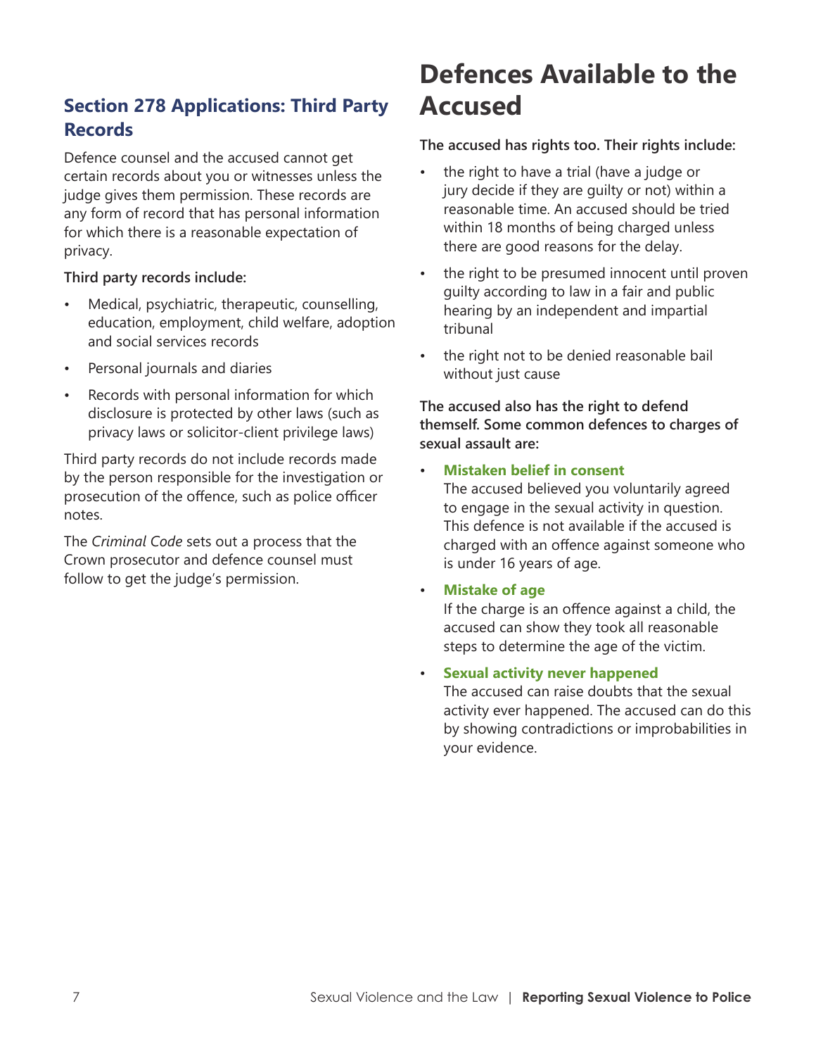## Section 278 Applications: Third Party Records

Defence counsel and the accused cannot get certain records about you or witnesses unless the judge gives them permission. These records are any form of record that has personal information for which there is a reasonable expectation of privacy.

**Third party records include:**

- Medical, psychiatric, therapeutic, counselling, education, employment, child welfare, adoption and social services records
- Personal journals and diaries
- Records with personal information for which disclosure is protected by other laws (such as privacy laws or solicitor-client privilege laws)

Third party records do not include records made by the person responsible for the investigation or prosecution of the offence, such as police officer notes.

The *Criminal Code* sets out a process that the Crown prosecutor and defence counsel must follow to get the judge's permission.

# Defences Available to the Accused

**The accused has rights too. Their rights include:**

- the right to have a trial (have a judge or jury decide if they are guilty or not) within a reasonable time. An accused should be tried within 18 months of being charged unless there are good reasons for the delay.
- the right to be presumed innocent until proven guilty according to law in a fair and public hearing by an independent and impartial tribunal
- the right not to be denied reasonable bail without just cause

**The accused also has the right to defend themself. Some common defences to charges of sexual assault are:**

- **Mistaken belief in consent**
  The accused believed you voluntarily agreed to engage in the sexual activity in question. This defence is not available if the accused is charged with an offence against someone who is under 16 years of age.
- **Mistake of age**
  If the charge is an offence against a child, the accused can show they took all reasonable steps to determine the age of the victim.
- **Sexual activity never happened**
  The accused can raise doubts that the sexual activity ever happened. The accused can do this by showing contradictions or improbabilities in your evidence.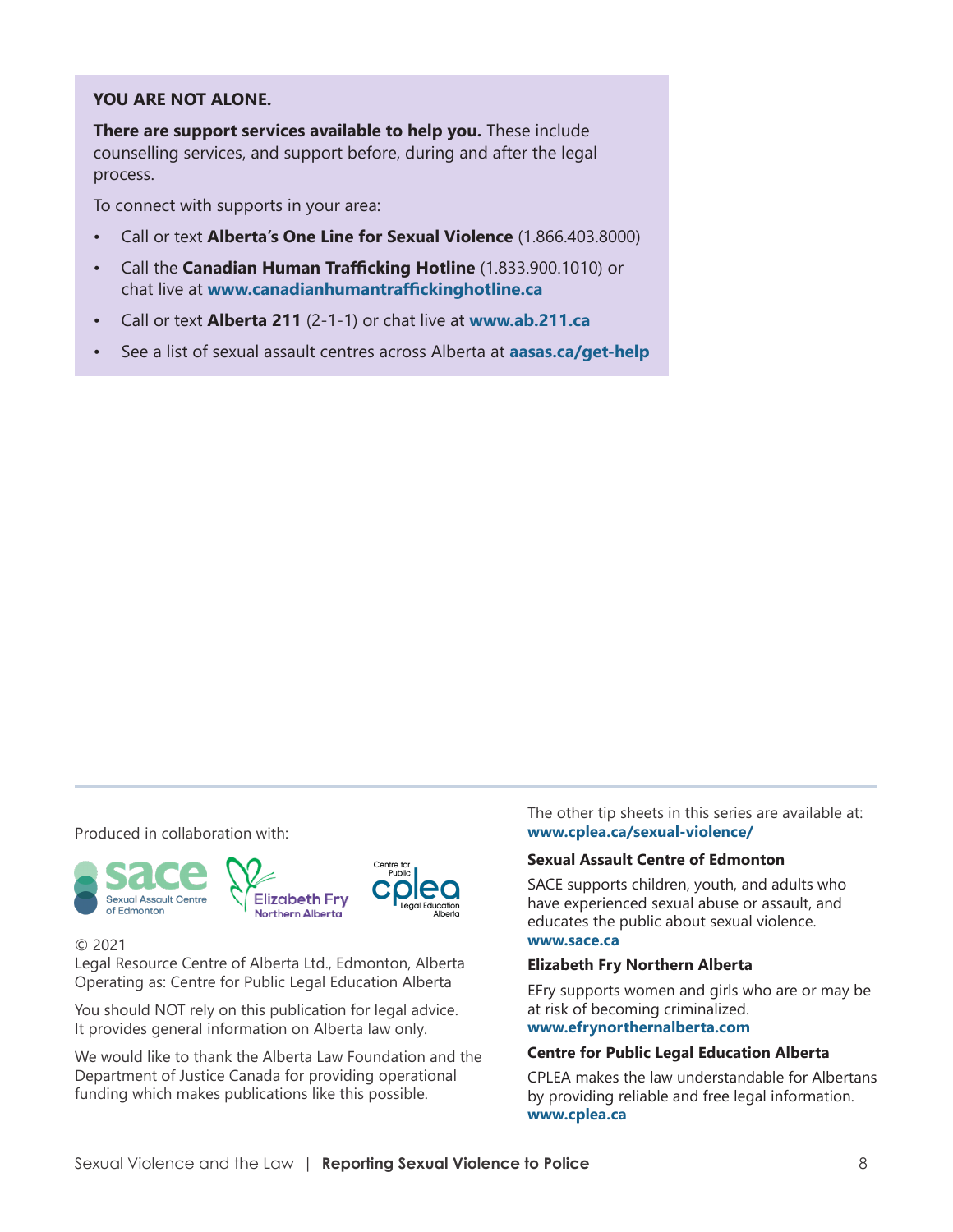**YOU ARE NOT ALONE.**

**There are support services available to help you.** These include counselling services, and support before, during and after the legal process.

To connect with supports in your area:

- Call or text **Alberta's One Line for Sexual Violence** (1.866.403.8000)
- Call the **Canadian Human Trafficking Hotline** (1.833.900.1010) or chat live at **www.canadianhumantraffickinghotline.ca**
- Call or text **Alberta 211** (2-1-1) or chat live at **www.ab.211.ca**
- See a list of sexual assault centres across Alberta at **aasas.ca/get-help**

Produced in collaboration with:

sace Sexual Assault Centre of Edmonton

Elizabeth Fry Northern Alberta

Centre for Public Legal Education Alberta cplea

© 2021
Legal Resource Centre of Alberta Ltd., Edmonton, Alberta
Operating as: Centre for Public Legal Education Alberta

You should NOT rely on this publication for legal advice. It provides general information on Alberta law only.

We would like to thank the Alberta Law Foundation and the Department of Justice Canada for providing operational funding which makes publications like this possible.

The other tip sheets in this series are available at: **www.cplea.ca/sexual-violence/**

**Sexual Assault Centre of Edmonton**

SACE supports children, youth, and adults who have experienced sexual abuse or assault, and educates the public about sexual violence.
**www.sace.ca**

**Elizabeth Fry Northern Alberta**

EFry supports women and girls who are or may be at risk of becoming criminalized.
**www.efrynorthernalberta.com**

**Centre for Public Legal Education Alberta**

CPLEA makes the law understandable for Albertans by providing reliable and free legal information.
**www.cplea.ca**